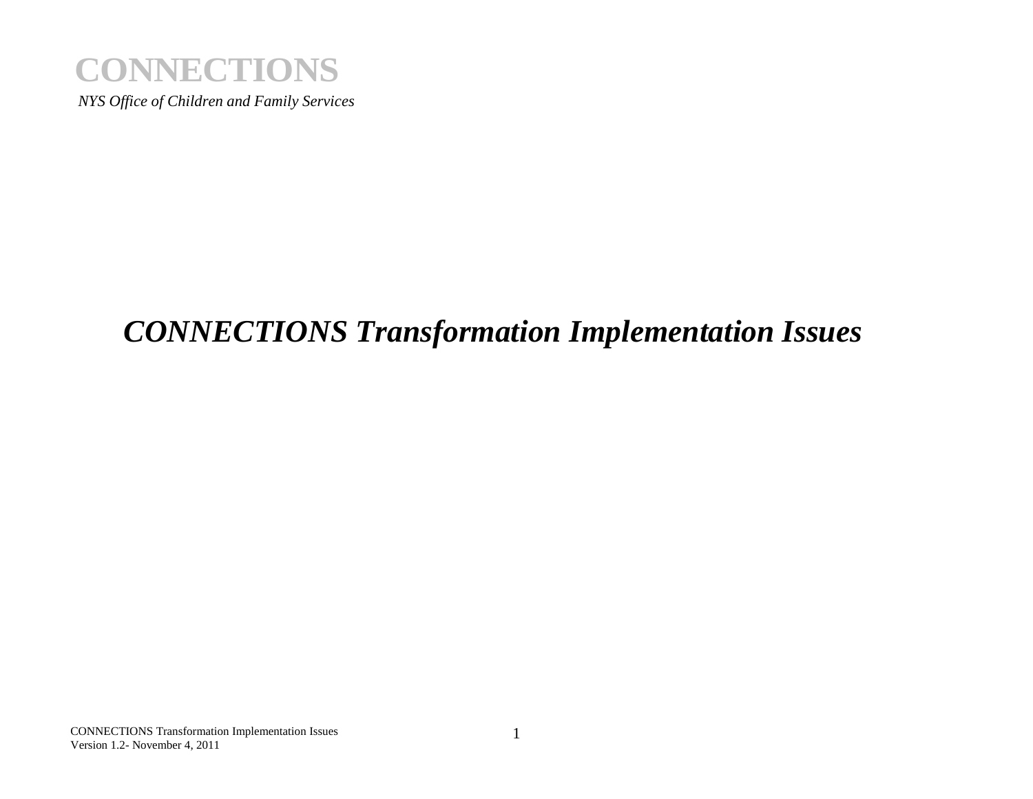# CONNECTIONS

*NYS Office of Children and Family Services*

## *CONNECTIONS Transformation Implementation Issues*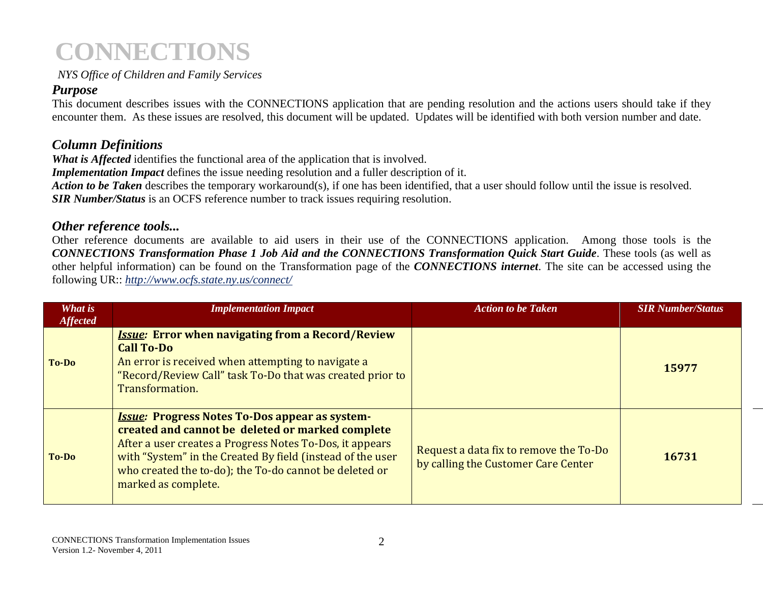# CONNECTIONS

*NYS Office of Children and Family Services*

## *Purpose*

This document describes issues with the CONNECTIONS application that are pending resolution and the actions users should take if they encounter them. As these issues are resolved, this document will be updated. Updates will be identified with both version number and date.

## *Column Definitions*

***What is Affected*** identifies the functional area of the application that is involved.
***Implementation Impact*** defines the issue needing resolution and a fuller description of it.
***Action to be Taken*** describes the temporary workaround(s), if one has been identified, that a user should follow until the issue is resolved.
***SIR Number/Status*** is an OCFS reference number to track issues requiring resolution.

## *Other reference tools...*

Other reference documents are available to aid users in their use of the CONNECTIONS application. Among those tools is the ***CONNECTIONS Transformation Phase 1 Job Aid and the CONNECTIONS Transformation Quick Start Guide***. These tools (as well as other helpful information) can be found on the Transformation page of the ***CONNECTIONS internet***. The site can be accessed using the following UR:: *http://www.ocfs.state.ny.us/connect/*

| *What is Affected* | *Implementation Impact* | *Action to be Taken* | *SIR Number/Status* |
|---|---|---|---|
| **To-Do** | ***Issue*: Error when navigating from a Record/Review Call To-Do** An error is received when attempting to navigate a "Record/Review Call" task To-Do that was created prior to Transformation. | | **15977** |
| **To-Do** | ***Issue*: Progress Notes To-Dos appear as system-created and cannot be deleted or marked complete** After a user creates a Progress Notes To-Dos, it appears with "System" in the Created By field (instead of the user who created the to-do); the To-do cannot be deleted or marked as complete. | Request a data fix to remove the To-Do by calling the Customer Care Center | **16731** |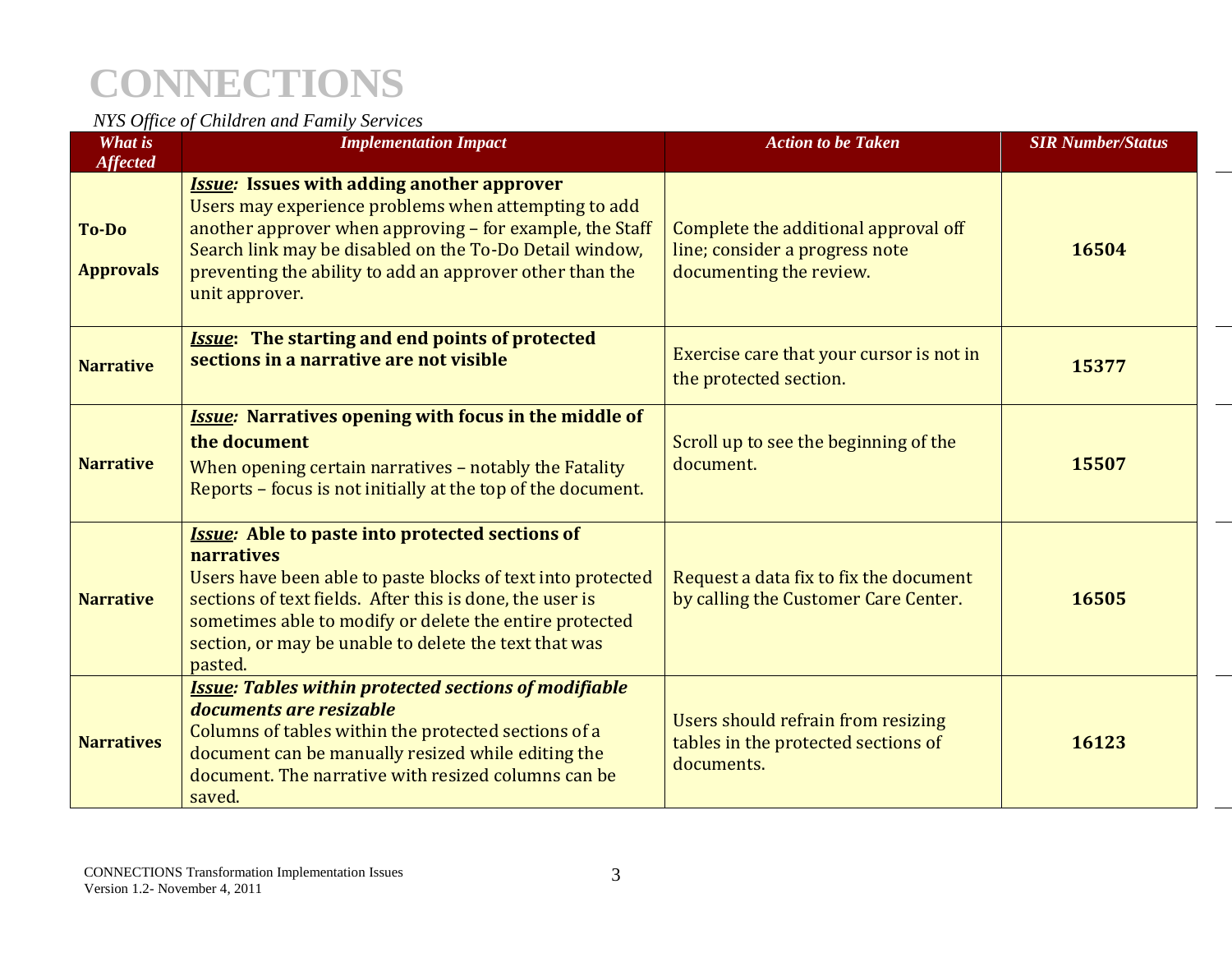# CONNECTIONS

*NYS Office of Children and Family Services*

| *What is Affected* | *Implementation Impact* | *Action to be Taken* | *SIR Number/Status* |
|---|---|---|---|
| **To-Do Approvals** | ***Issue:* Issues with adding another approver** Users may experience problems when attempting to add another approver when approving – for example, the Staff Search link may be disabled on the To-Do Detail window, preventing the ability to add an approver other than the unit approver. | Complete the additional approval off line; consider a progress note documenting the review. | **16504** |
| **Narrative** | ***Issue*: The starting and end points of protected sections in a narrative are not visible** | Exercise care that your cursor is not in the protected section. | **15377** |
| **Narrative** | ***Issue:* Narratives opening with focus in the middle of the document** When opening certain narratives – notably the Fatality Reports – focus is not initially at the top of the document. | Scroll up to see the beginning of the document. | **15507** |
| **Narrative** | ***Issue:* Able to paste into protected sections of narratives** Users have been able to paste blocks of text into protected sections of text fields. After this is done, the user is sometimes able to modify or delete the entire protected section, or may be unable to delete the text that was pasted. | Request a data fix to fix the document by calling the Customer Care Center. | **16505** |
| **Narratives** | ***Issue: Tables within protected sections of modifiable documents are resizable*** Columns of tables within the protected sections of a document can be manually resized while editing the document. The narrative with resized columns can be saved. | Users should refrain from resizing tables in the protected sections of documents. | **16123** |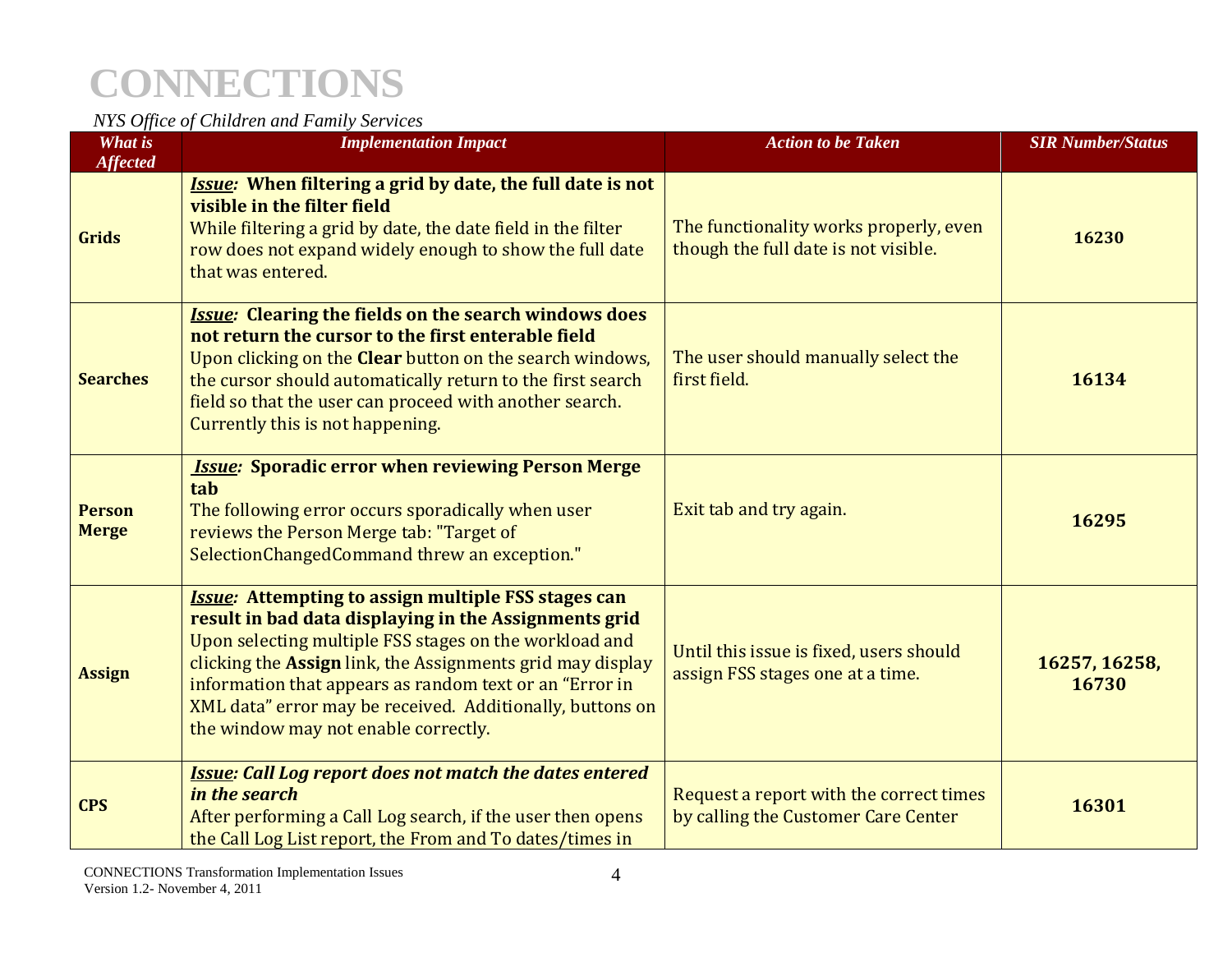| What is Affected | Implementation Impact | Action to be Taken | SIR Number/Status |
| --- | --- | --- | --- |
| **Grids** | ***Issue*: When filtering a grid by date, the full date is not visible in the filter field**<br>While filtering a grid by date, the date field in the filter row does not expand widely enough to show the full date that was entered. | The functionality works properly, even though the full date is not visible. | **16230** |
| **Searches** | ***Issue*: Clearing the fields on the search windows does not return the cursor to the first enterable field**<br>Upon clicking on the **Clear** button on the search windows, the cursor should automatically return to the first search field so that the user can proceed with another search. Currently this is not happening. | The user should manually select the first field. | **16134** |
| **Person Merge** | ***Issue*: Sporadic error when reviewing Person Merge tab**<br>The following error occurs sporadically when user reviews the Person Merge tab: "Target of SelectionChangedCommand threw an exception." | Exit tab and try again. | **16295** |
| **Assign** | ***Issue*: Attempting to assign multiple FSS stages can result in bad data displaying in the Assignments grid**<br>Upon selecting multiple FSS stages on the workload and clicking the **Assign** link, the Assignments grid may display information that appears as random text or an "Error in XML data" error may be received. Additionally, buttons on the window may not enable correctly. | Until this issue is fixed, users should assign FSS stages one at a time. | **16257, 16258, 16730** |
| **CPS** | ***Issue: Call Log report does not match the dates entered in the search***<br>After performing a Call Log search, if the user then opens the Call Log List report, the From and To dates/times in | Request a report with the correct times by calling the Customer Care Center | **16301** |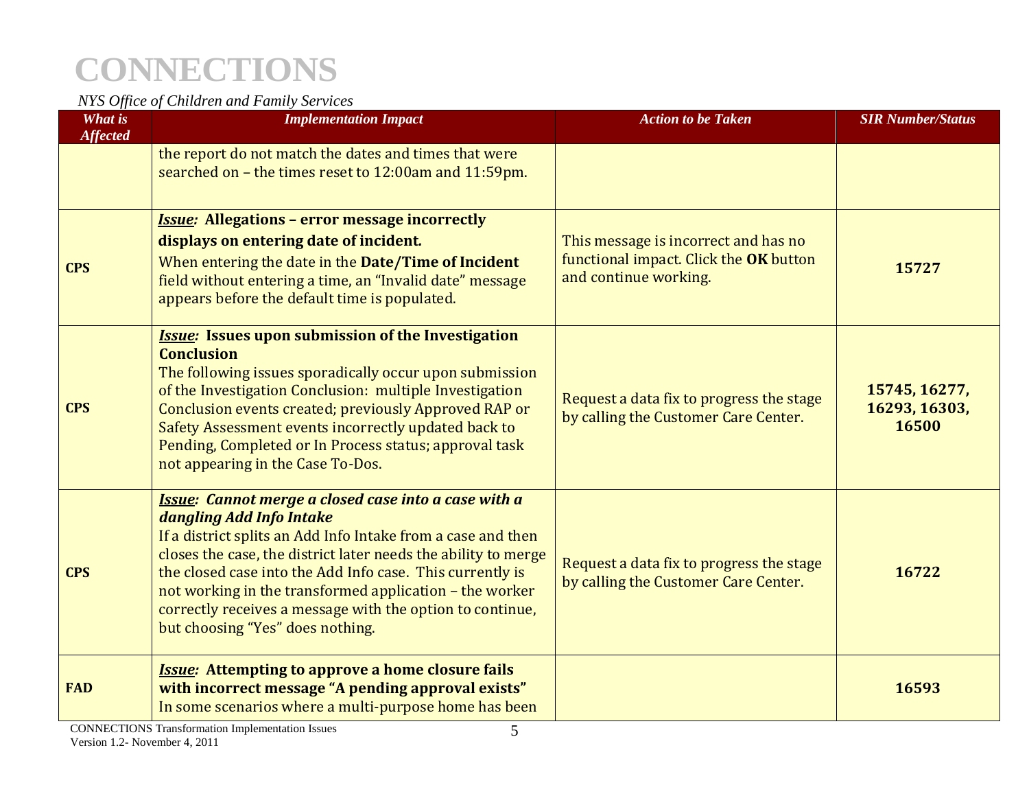| What is Affected | Implementation Impact | Action to be Taken | SIR Number/Status |
|---|---|---|---|
| | the report do not match the dates and times that were searched on – the times reset to 12:00am and 11:59pm. | | |
| **CPS** | ***Issue:* Allegations – error message incorrectly displays on entering date of incident.** When entering the date in the **Date/Time of Incident** field without entering a time, an "Invalid date" message appears before the default time is populated. | This message is incorrect and has no functional impact. Click the **OK** button and continue working. | **15727** |
| **CPS** | ***Issue:* Issues upon submission of the Investigation Conclusion** The following issues sporadically occur upon submission of the Investigation Conclusion: multiple Investigation Conclusion events created; previously Approved RAP or Safety Assessment events incorrectly updated back to Pending, Completed or In Process status; approval task not appearing in the Case To-Dos. | Request a data fix to progress the stage by calling the Customer Care Center. | **15745, 16277, 16293, 16303, 16500** |
| **CPS** | ***Issue: Cannot merge a closed case into a case with a dangling Add Info Intake*** If a district splits an Add Info Intake from a case and then closes the case, the district later needs the ability to merge the closed case into the Add Info case. This currently is not working in the transformed application – the worker correctly receives a message with the option to continue, but choosing "Yes" does nothing. | Request a data fix to progress the stage by calling the Customer Care Center. | **16722** |
| **FAD** | ***Issue:* Attempting to approve a home closure fails with incorrect message "A pending approval exists"** In some scenarios where a multi-purpose home has been | | **16593** |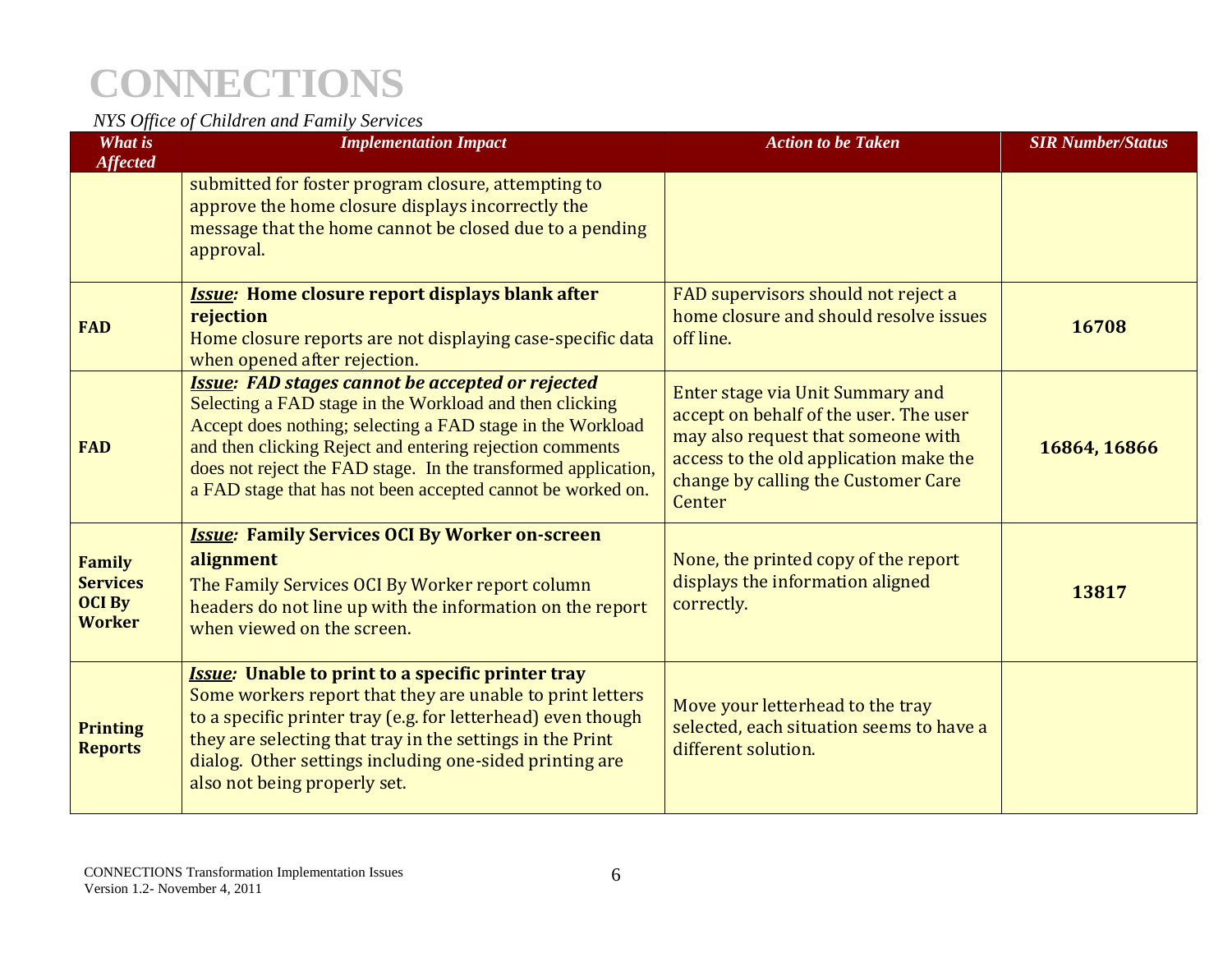| What is Affected | Implementation Impact | Action to be Taken | SIR Number/Status |
|---|---|---|---|
| | submitted for foster program closure, attempting to approve the home closure displays incorrectly the message that the home cannot be closed due to a pending approval. | | |
| **FAD** | ***Issue:*** **Home closure report displays blank after rejection** Home closure reports are not displaying case-specific data when opened after rejection. | FAD supervisors should not reject a home closure and should resolve issues off line. | **16708** |
| **FAD** | ***Issue: FAD stages cannot be accepted or rejected*** Selecting a FAD stage in the Workload and then clicking Accept does nothing; selecting a FAD stage in the Workload and then clicking Reject and entering rejection comments does not reject the FAD stage. In the transformed application, a FAD stage that has not been accepted cannot be worked on. | Enter stage via Unit Summary and accept on behalf of the user. The user may also request that someone with access to the old application make the change by calling the Customer Care Center | **16864, 16866** |
| **Family Services OCI By Worker** | ***Issue:*** **Family Services OCI By Worker on-screen alignment** The Family Services OCI By Worker report column headers do not line up with the information on the report when viewed on the screen. | None, the printed copy of the report displays the information aligned correctly. | **13817** |
| **Printing Reports** | ***Issue:*** **Unable to print to a specific printer tray** Some workers report that they are unable to print letters to a specific printer tray (e.g. for letterhead) even though they are selecting that tray in the settings in the Print dialog. Other settings including one-sided printing are also not being properly set. | Move your letterhead to the tray selected, each situation seems to have a different solution. | |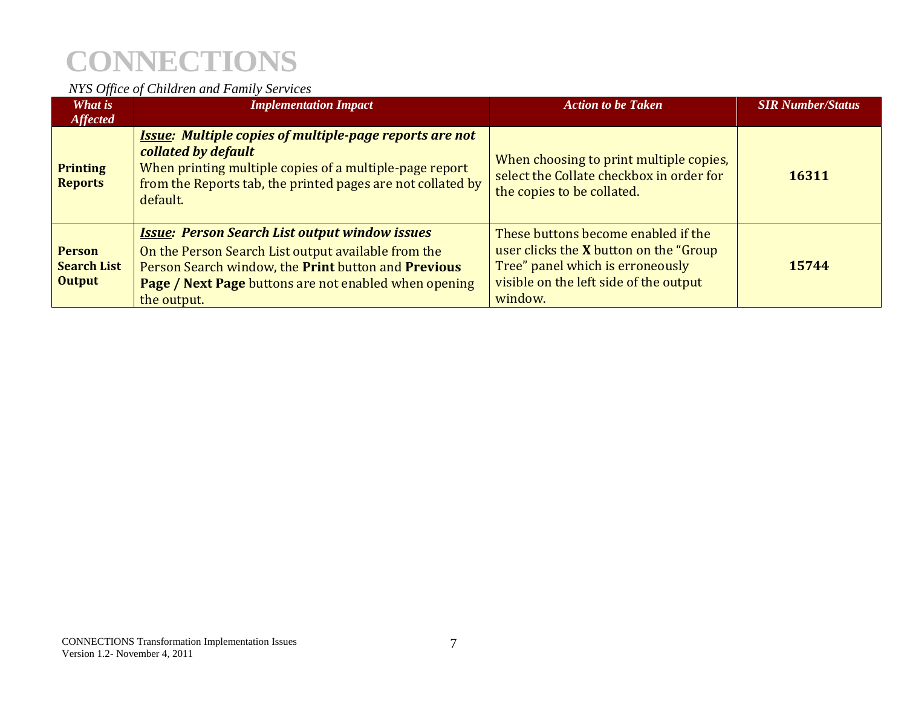| *What is Affected* | *Implementation Impact* | *Action to be Taken* | *SIR Number/Status* |
|---|---|---|---|
| **Printing Reports** | ***<u>Issue</u>: Multiple copies of multiple-page reports are not collated by default*** When printing multiple copies of a multiple-page report from the Reports tab, the printed pages are not collated by default. | When choosing to print multiple copies, select the Collate checkbox in order for the copies to be collated. | **16311** |
| **Person Search List Output** | ***<u>Issue</u>: Person Search List output window issues*** On the Person Search List output available from the Person Search window, the **Print** button and **Previous Page / Next Page** buttons are not enabled when opening the output. | These buttons become enabled if the user clicks the **X** button on the "Group Tree" panel which is erroneously visible on the left side of the output window. | **15744** |